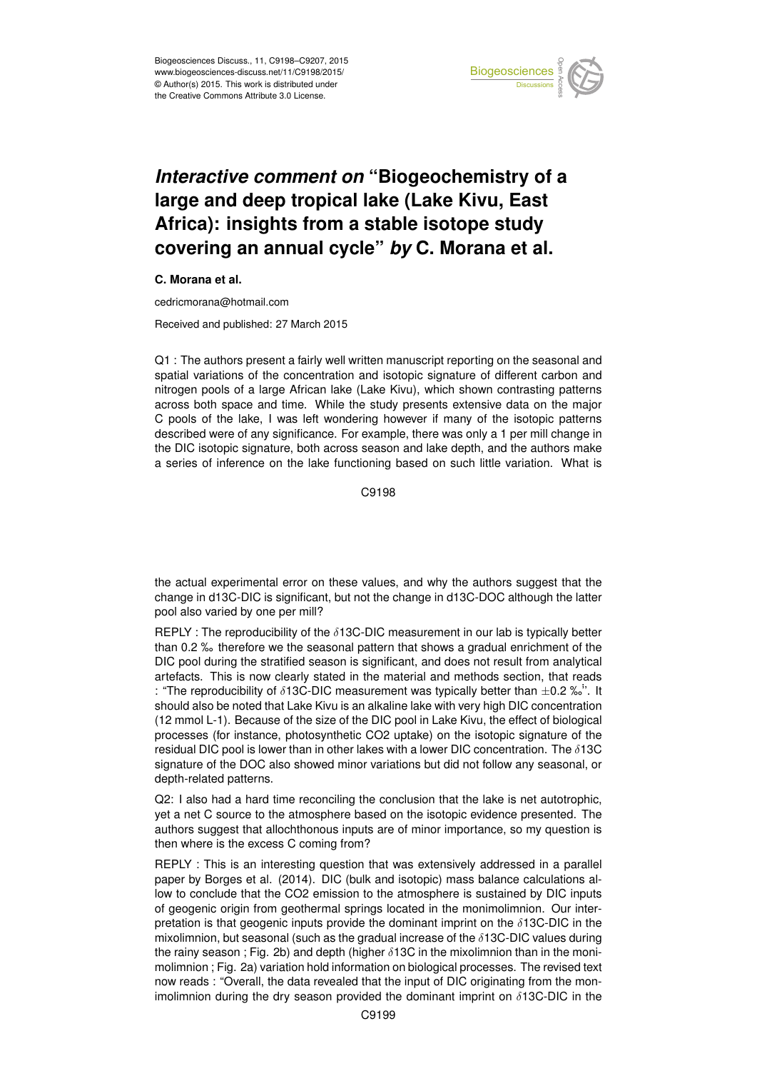# *Interactive comment on* "Biogeochemistry of a large and deep tropical lake (Lake Kivu, East Africa): insights from a stable isotope study covering an annual cycle" *by* C. Morana et al.

**C. Morana et al.**

cedricmorana@hotmail.com

Received and published: 27 March 2015

Q1 : The authors present a fairly well written manuscript reporting on the seasonal and spatial variations of the concentration and isotopic signature of different carbon and nitrogen pools of a large African lake (Lake Kivu), which shown contrasting patterns across both space and time. While the study presents extensive data on the major C pools of the lake, I was left wondering however if many of the isotopic patterns described were of any significance. For example, there was only a 1 per mill change in the DIC isotopic signature, both across season and lake depth, and the authors make a series of inference on the lake functioning based on such little variation. What is the actual experimental error on these values, and why the authors suggest that the change in d13C-DIC is significant, but not the change in d13C-DOC although the latter pool also varied by one per mill?

REPLY : The reproducibility of the $\delta$13C-DIC measurement in our lab is typically better than 0.2 ‰ therefore we the seasonal pattern that shows a gradual enrichment of the DIC pool during the stratified season is significant, and does not result from analytical artefacts. This is now clearly stated in the material and methods section, that reads : "The reproducibility of $\delta$13C-DIC measurement was typically better than $\pm$0.2 ‰". It should also be noted that Lake Kivu is an alkaline lake with very high DIC concentration (12 mmol L-1). Because of the size of the DIC pool in Lake Kivu, the effect of biological processes (for instance, photosynthetic $CO_2$ uptake) on the isotopic signature of the residual DIC pool is lower than in other lakes with a lower DIC concentration. The $\delta$13C signature of the DOC also showed minor variations but did not follow any seasonal, or depth-related patterns.

Q2: I also had a hard time reconciling the conclusion that the lake is net autotrophic, yet a net C source to the atmosphere based on the isotopic evidence presented. The authors suggest that allochthonous inputs are of minor importance, so my question is then where is the excess C coming from?

REPLY : This is an interesting question that was extensively addressed in a parallel paper by Borges et al. (2014). DIC (bulk and isotopic) mass balance calculations allow to conclude that the CO2 emission to the atmosphere is sustained by DIC inputs of geogenic origin from geothermal springs located in the monimolimnion. Our interpretation is that geogenic inputs provide the dominant imprint on the $\delta$13C-DIC in the mixolimnion, but seasonal (such as the gradual increase of the $\delta$13C-DIC values during the rainy season ; Fig. 2b) and depth (higher $\delta$13C in the mixolimnion than in the monimolimnion ; Fig. 2a) variation hold information on biological processes. The revised text now reads : "Overall, the data revealed that the input of DIC originating from the monimolimnion during the dry season provided the dominant imprint on $\delta$13C-DIC in the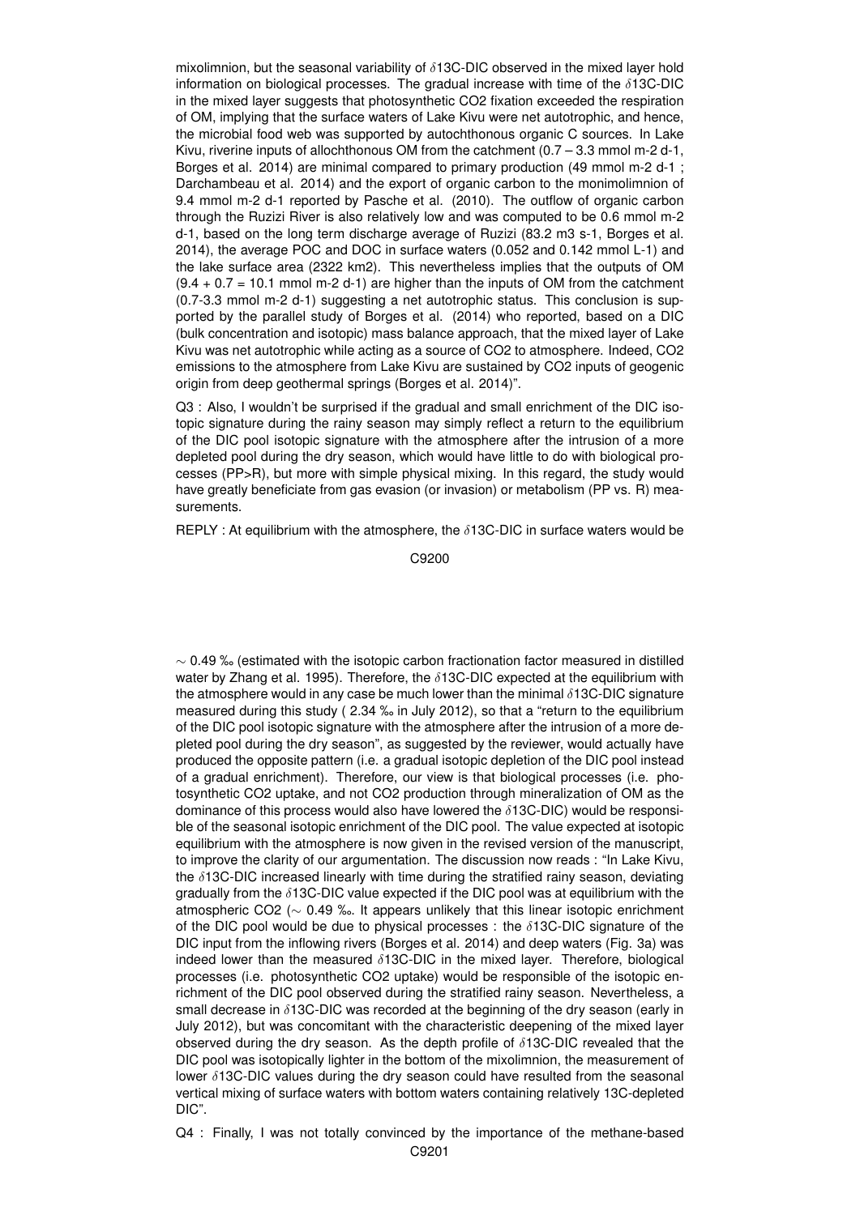mixolimnion, but the seasonal variability of δ13C-DIC observed in the mixed layer hold information on biological processes. The gradual increase with time of the δ13C-DIC in the mixed layer suggests that photosynthetic CO2 fixation exceeded the respiration of OM, implying that the surface waters of Lake Kivu were net autotrophic, and hence, the microbial food web was supported by autochthonous organic C sources. In Lake Kivu, riverine inputs of allochthonous OM from the catchment (0.7 – 3.3 mmol m-2 d-1, Borges et al. 2014) are minimal compared to primary production (49 mmol m-2 d-1 ; Darchambeau et al. 2014) and the export of organic carbon to the monimolimnion of 9.4 mmol m-2 d-1 reported by Pasche et al. (2010). The outflow of organic carbon through the Ruzizi River is also relatively low and was computed to be 0.6 mmol m-2 d-1, based on the long term discharge average of Ruzizi (83.2 m3 s-1, Borges et al. 2014), the average POC and DOC in surface waters (0.052 and 0.142 mmol L-1) and the lake surface area (2322 km2). This nevertheless implies that the outputs of OM (9.4 + 0.7 = 10.1 mmol m-2 d-1) are higher than the inputs of OM from the catchment (0.7-3.3 mmol m-2 d-1) suggesting a net autotrophic status. This conclusion is supported by the parallel study of Borges et al. (2014) who reported, based on a DIC (bulk concentration and isotopic) mass balance approach, that the mixed layer of Lake Kivu was net autotrophic while acting as a source of CO2 to atmosphere. Indeed, CO2 emissions to the atmosphere from Lake Kivu are sustained by CO2 inputs of geogenic origin from deep geothermal springs (Borges et al. 2014)".

Q3 : Also, I wouldn't be surprised if the gradual and small enrichment of the DIC isotopic signature during the rainy season may simply reflect a return to the equilibrium of the DIC pool isotopic signature with the atmosphere after the intrusion of a more depleted pool during the dry season, which would have little to do with biological processes (PP>R), but more with simple physical mixing. In this regard, the study would have greatly beneficiate from gas evasion (or invasion) or metabolism (PP vs. R) measurements.

REPLY : At equilibrium with the atmosphere, the δ13C-DIC in surface waters would be ∼ 0.49 ‰ (estimated with the isotopic carbon fractionation factor measured in distilled water by Zhang et al. 1995). Therefore, the δ13C-DIC expected at the equilibrium with the atmosphere would in any case be much lower than the minimal δ13C-DIC signature measured during this study ( 2.34 ‰ in July 2012), so that a "return to the equilibrium of the DIC pool isotopic signature with the atmosphere after the intrusion of a more depleted pool during the dry season", as suggested by the reviewer, would actually have produced the opposite pattern (i.e. a gradual isotopic depletion of the DIC pool instead of a gradual enrichment). Therefore, our view is that biological processes (i.e. photosynthetic CO2 uptake, and not CO2 production through mineralization of OM as the dominance of this process would also have lowered the δ13C-DIC) would be responsible of the seasonal isotopic enrichment of the DIC pool. The value expected at isotopic equilibrium with the atmosphere is now given in the revised version of the manuscript, to improve the clarity of our argumentation. The discussion now reads : "In Lake Kivu, the δ13C-DIC increased linearly with time during the stratified rainy season, deviating gradually from the δ13C-DIC value expected if the DIC pool was at equilibrium with the atmospheric CO2 (∼ 0.49 ‰. It appears unlikely that this linear isotopic enrichment of the DIC pool would be due to physical processes : the δ13C-DIC signature of the DIC input from the inflowing rivers (Borges et al. 2014) and deep waters (Fig. 3a) was indeed lower than the measured δ13C-DIC in the mixed layer. Therefore, biological processes (i.e. photosynthetic CO2 uptake) would be responsible of the isotopic enrichment of the DIC pool observed during the stratified rainy season. Nevertheless, a small decrease in δ13C-DIC was recorded at the beginning of the dry season (early in July 2012), but was concomitant with the characteristic deepening of the mixed layer observed during the dry season. As the depth profile of δ13C-DIC revealed that the DIC pool was isotopically lighter in the bottom of the mixolimnion, the measurement of lower δ13C-DIC values during the dry season could have resulted from the seasonal vertical mixing of surface waters with bottom waters containing relatively 13C-depleted DIC".

Q4 : Finally, I was not totally convinced by the importance of the methane-based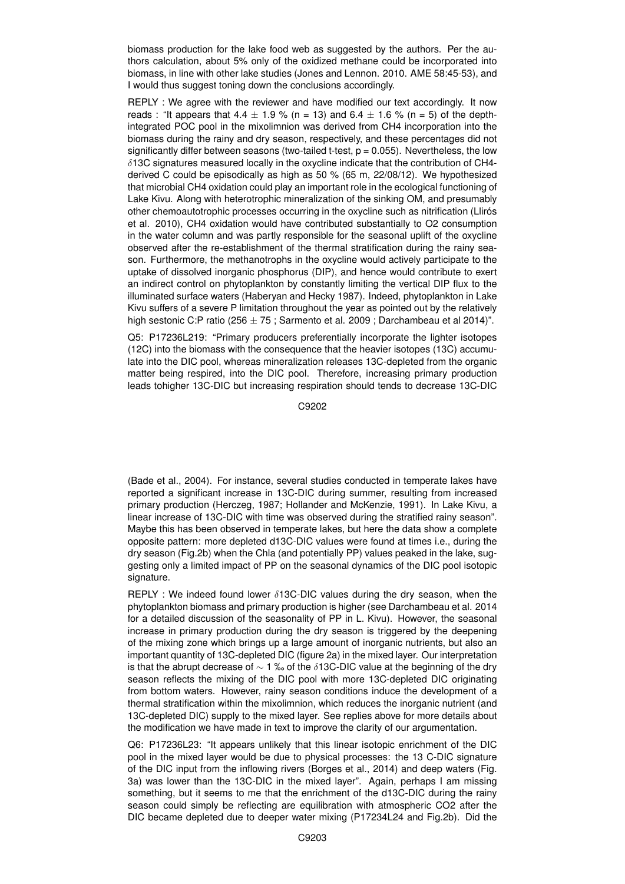biomass production for the lake food web as suggested by the authors. Per the authors calculation, about 5% only of the oxidized methane could be incorporated into biomass, in line with other lake studies (Jones and Lennon. 2010. AME 58:45-53), and I would thus suggest toning down the conclusions accordingly.

REPLY : We agree with the reviewer and have modified our text accordingly. It now reads : "It appears that 4.4 ± 1.9 % (n = 13) and 6.4 ± 1.6 % (n = 5) of the depth-integrated POC pool in the mixolimnion was derived from $CH_4$ incorporation into the biomass during the rainy and dry season, respectively, and these percentages did not significantly differ between seasons (two-tailed t-test, $p = 0.055$). Nevertheless, the low $\delta^{13}C$ signatures measured locally in the oxycline indicate that the contribution of $CH_4$-derived C could be episodically as high as 50 % (65 m, 22/08/12). We hypothesized that microbial $CH_4$ oxidation could play an important role in the ecological functioning of Lake Kivu. Along with heterotrophic mineralization of the sinking OM, and presumably other chemoautotrophic processes occurring in the oxycline such as nitrification (Llirós et al. 2010), $CH_4$ oxidation would have contributed substantially to $O_2$ consumption in the water column and was partly responsible for the seasonal uplift of the oxycline observed after the re-establishment of the thermal stratification during the rainy season. Furthermore, the methanotrophs in the oxycline would actively participate to the uptake of dissolved inorganic phosphorus (DIP), and hence would contribute to exert an indirect control on phytoplankton by constantly limiting the vertical DIP flux to the illuminated surface waters (Haberyan and Hecky 1987). Indeed, phytoplankton in Lake Kivu suffers of a severe P limitation throughout the year as pointed out by the relatively high sestonic C:P ratio (256 ± 75 ; Sarmento et al. 2009 ; Darchambeau et al 2014)".

Q5: P17236L219: "Primary producers preferentially incorporate the lighter isotopes ($^{12}C$) into the biomass with the consequence that the heavier isotopes ($^{13}C$) accumulate into the DIC pool, whereas mineralization releases $^{13}C$-depleted from the organic matter being respired, into the DIC pool. Therefore, increasing primary production leads tohigher 13C-DIC but increasing respiration should tends to decrease 13C-DIC (Bade et al., 2004). For instance, several studies conducted in temperate lakes have reported a significant increase in 13C-DIC during summer, resulting from increased primary production (Herczeg, 1987; Hollander and McKenzie, 1991). In Lake Kivu, a linear increase of 13C-DIC with time was observed during the stratified rainy season". Maybe this has been observed in temperate lakes, but here the data show a complete opposite pattern: more depleted d13C-DIC values were found at times i.e., during the dry season (Fig.2b) when the Chla (and potentially PP) values peaked in the lake, suggesting only a limited impact of PP on the seasonal dynamics of the DIC pool isotopic signature.

REPLY : We indeed found lower $\delta^{13}C$-DIC values during the dry season, when the phytoplankton biomass and primary production is higher (see Darchambeau et al. 2014 for a detailed discussion of the seasonality of PP in L. Kivu). However, the seasonal increase in primary production during the dry season is triggered by the deepening of the mixing zone which brings up a large amount of inorganic nutrients, but also an important quantity of 13C-depleted DIC (figure 2a) in the mixed layer. Our interpretation is that the abrupt decrease of ∼ 1 ‰ of the $\delta^{13}C$-DIC value at the beginning of the dry season reflects the mixing of the DIC pool with more 13C-depleted DIC originating from bottom waters. However, rainy season conditions induce the development of a thermal stratification within the mixolimnion, which reduces the inorganic nutrient (and 13C-depleted DIC) supply to the mixed layer. See replies above for more details about the modification we have made in text to improve the clarity of our argumentation.

Q6: P17236L23: "It appears unlikely that this linear isotopic enrichment of the DIC pool in the mixed layer would be due to physical processes: the $^{13}C$-DIC signature of the DIC input from the inflowing rivers (Borges et al., 2014) and deep waters (Fig. 3a) was lower than the 13C-DIC in the mixed layer". Again, perhaps I am missing something, but it seems to me that the enrichment of the d13C-DIC during the rainy season could simply be reflecting are equilibration with atmospheric $CO_2$ after the DIC became depleted due to deeper water mixing (P17234L24 and Fig.2b). Did the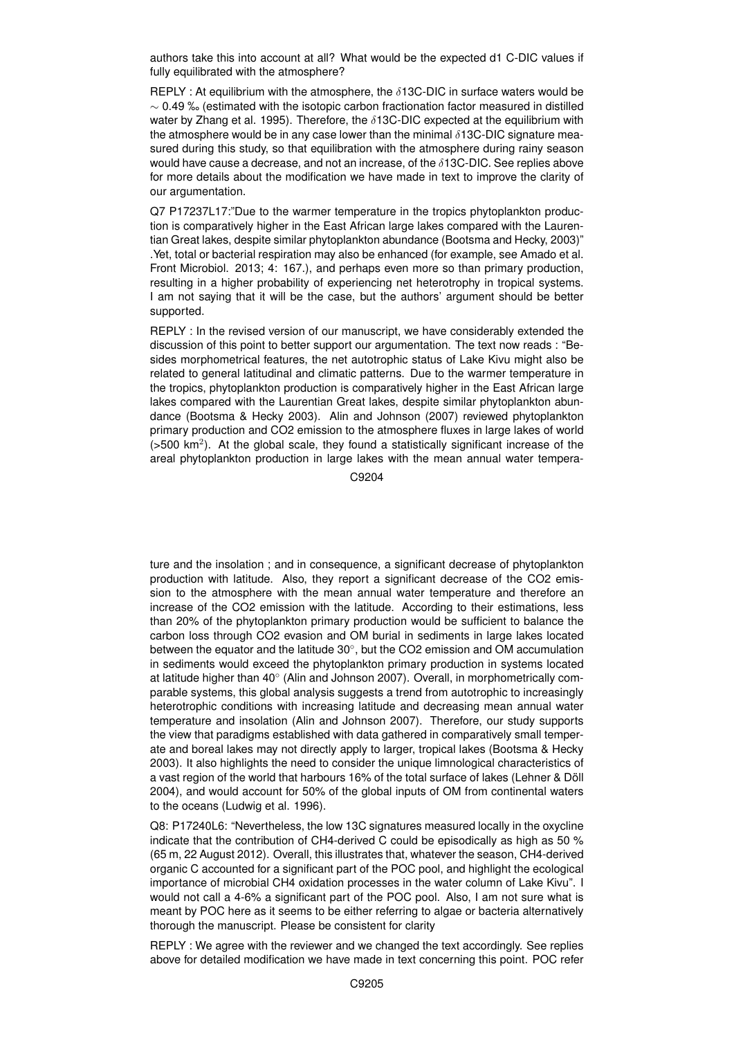authors take this into account at all? What would be the expected d1 C-DIC values if fully equilibrated with the atmosphere?

REPLY : At equilibrium with the atmosphere, the $\delta$13C-DIC in surface waters would be $\sim$ 0.49 ‰ (estimated with the isotopic carbon fractionation factor measured in distilled water by Zhang et al. 1995). Therefore, the $\delta$13C-DIC expected at the equilibrium with the atmosphere would be in any case lower than the minimal $\delta$13C-DIC signature measured during this study, so that equilibration with the atmosphere during rainy season would have cause a decrease, and not an increase, of the $\delta$13C-DIC. See replies above for more details about the modification we have made in text to improve the clarity of our argumentation.

Q7 P17237L17:"Due to the warmer temperature in the tropics phytoplankton production is comparatively higher in the East African large lakes compared with the Laurentian Great lakes, despite similar phytoplankton abundance (Bootsma and Hecky, 2003)" .Yet, total or bacterial respiration may also be enhanced (for example, see Amado et al. Front Microbiol. 2013; 4: 167.), and perhaps even more so than primary production, resulting in a higher probability of experiencing net heterotrophy in tropical systems. I am not saying that it will be the case, but the authors' argument should be better supported.

REPLY : In the revised version of our manuscript, we have considerably extended the discussion of this point to better support our argumentation. The text now reads : "Besides morphometrical features, the net autotrophic status of Lake Kivu might also be related to general latitudinal and climatic patterns. Due to the warmer temperature in the tropics, phytoplankton production is comparatively higher in the East African large lakes compared with the Laurentian Great lakes, despite similar phytoplankton abundance (Bootsma & Hecky 2003). Alin and Johnson (2007) reviewed phytoplankton primary production and CO2 emission to the atmosphere fluxes in large lakes of world (>500 km$^2$). At the global scale, they found a statistically significant increase of the areal phytoplankton production in large lakes with the mean annual water temperature and the insolation ; and in consequence, a significant decrease of phytoplankton production with latitude. Also, they report a significant decrease of the CO2 emission to the atmosphere with the mean annual water temperature and therefore an increase of the CO2 emission with the latitude. According to their estimations, less than 20% of the phytoplankton primary production would be sufficient to balance the carbon loss through CO2 evasion and OM burial in sediments in large lakes located between the equator and the latitude 30°, but the CO2 emission and OM accumulation in sediments would exceed the phytoplankton primary production in systems located at latitude higher than 40° (Alin and Johnson 2007). Overall, in morphometrically comparable systems, this global analysis suggests a trend from autotrophic to increasingly heterotrophic conditions with increasing latitude and decreasing mean annual water temperature and insolation (Alin and Johnson 2007). Therefore, our study supports the view that paradigms established with data gathered in comparatively small temperate and boreal lakes may not directly apply to larger, tropical lakes (Bootsma & Hecky 2003). It also highlights the need to consider the unique limnological characteristics of a vast region of the world that harbours 16% of the total surface of lakes (Lehner & Döll 2004), and would account for 50% of the global inputs of OM from continental waters to the oceans (Ludwig et al. 1996).

Q8: P17240L6: "Nevertheless, the low 13C signatures measured locally in the oxycline indicate that the contribution of CH4-derived C could be episodically as high as 50 % (65 m, 22 August 2012). Overall, this illustrates that, whatever the season, CH4-derived organic C accounted for a significant part of the POC pool, and highlight the ecological importance of microbial CH4 oxidation processes in the water column of Lake Kivu". I would not call a 4-6% a significant part of the POC pool. Also, I am not sure what is meant by POC here as it seems to be either referring to algae or bacteria alternatively thorough the manuscript. Please be consistent for clarity

REPLY : We agree with the reviewer and we changed the text accordingly. See replies above for detailed modification we have made in text concerning this point. POC refer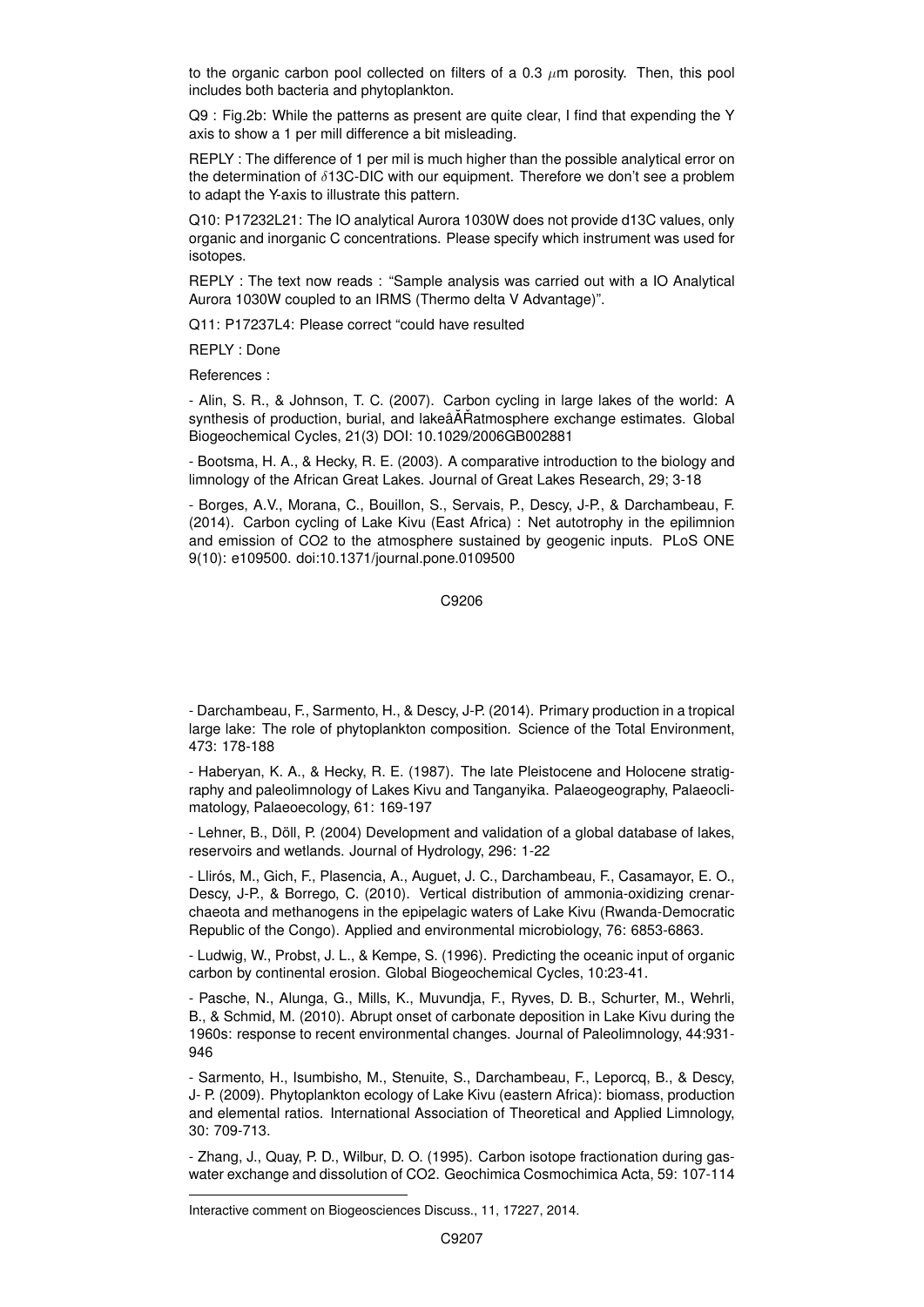to the organic carbon pool collected on filters of a 0.3 $\mu$m porosity. Then, this pool includes both bacteria and phytoplankton.

Q9 : Fig.2b: While the patterns as present are quite clear, I find that expending the Y axis to show a 1 per mill difference a bit misleading.

REPLY : The difference of 1 per mil is much higher than the possible analytical error on the determination of $\delta$13C-DIC with our equipment. Therefore we don't see a problem to adapt the Y-axis to illustrate this pattern.

Q10: P17232L21: The IO analytical Aurora 1030W does not provide d13C values, only organic and inorganic C concentrations. Please specify which instrument was used for isotopes.

REPLY : The text now reads : "Sample analysis was carried out with a IO Analytical Aurora 1030W coupled to an IRMS (Thermo delta V Advantage)".

Q11: P17237L4: Please correct "could have resulted

REPLY : Done

References :

- Alin, S. R., & Johnson, T. C. (2007). Carbon cycling in large lakes of the world: A synthesis of production, burial, and lakeâĂŘatmosphere exchange estimates. Global Biogeochemical Cycles, 21(3) DOI: 10.1029/2006GB002881

- Bootsma, H. A., & Hecky, R. E. (2003). A comparative introduction to the biology and limnology of the African Great Lakes. Journal of Great Lakes Research, 29; 3-18

- Borges, A.V., Morana, C., Bouillon, S., Servais, P., Descy, J-P., & Darchambeau, F. (2014). Carbon cycling of Lake Kivu (East Africa) : Net autotrophy in the epilimnion and emission of CO2 to the atmosphere sustained by geogenic inputs. PLoS ONE 9(10): e109500. doi:10.1371/journal.pone.0109500

- Darchambeau, F., Sarmento, H., & Descy, J-P. (2014). Primary production in a tropical large lake: The role of phytoplankton composition. Science of the Total Environment, 473: 178-188

- Haberyan, K. A., & Hecky, R. E. (1987). The late Pleistocene and Holocene stratigraphy and paleolimnology of Lakes Kivu and Tanganyika. Palaeogeography, Palaeoclimatology, Palaeoecology, 61: 169-197

- Lehner, B., Döll, P. (2004) Development and validation of a global database of lakes, reservoirs and wetlands. Journal of Hydrology, 296: 1-22

- Llirós, M., Gich, F., Plasencia, A., Auguet, J. C., Darchambeau, F., Casamayor, E. O., Descy, J-P., & Borrego, C. (2010). Vertical distribution of ammonia-oxidizing crenarchaeota and methanogens in the epipelagic waters of Lake Kivu (Rwanda-Democratic Republic of the Congo). Applied and environmental microbiology, 76: 6853-6863.

- Ludwig, W., Probst, J. L., & Kempe, S. (1996). Predicting the oceanic input of organic carbon by continental erosion. Global Biogeochemical Cycles, 10:23-41.

- Pasche, N., Alunga, G., Mills, K., Muvundja, F., Ryves, D. B., Schurter, M., Wehrli, B., & Schmid, M. (2010). Abrupt onset of carbonate deposition in Lake Kivu during the 1960s: response to recent environmental changes. Journal of Paleolimnology, 44:931-946

- Sarmento, H., Isumbisho, M., Stenuite, S., Darchambeau, F., Leporcq, B., & Descy, J- P. (2009). Phytoplankton ecology of Lake Kivu (eastern Africa): biomass, production and elemental ratios. International Association of Theoretical and Applied Limnology, 30: 709-713.

- Zhang, J., Quay, P. D., Wilbur, D. O. (1995). Carbon isotope fractionation during gas-water exchange and dissolution of CO2. Geochimica Cosmochimica Acta, 59: 107-114

Interactive comment on Biogeosciences Discuss., 11, 17227, 2014.